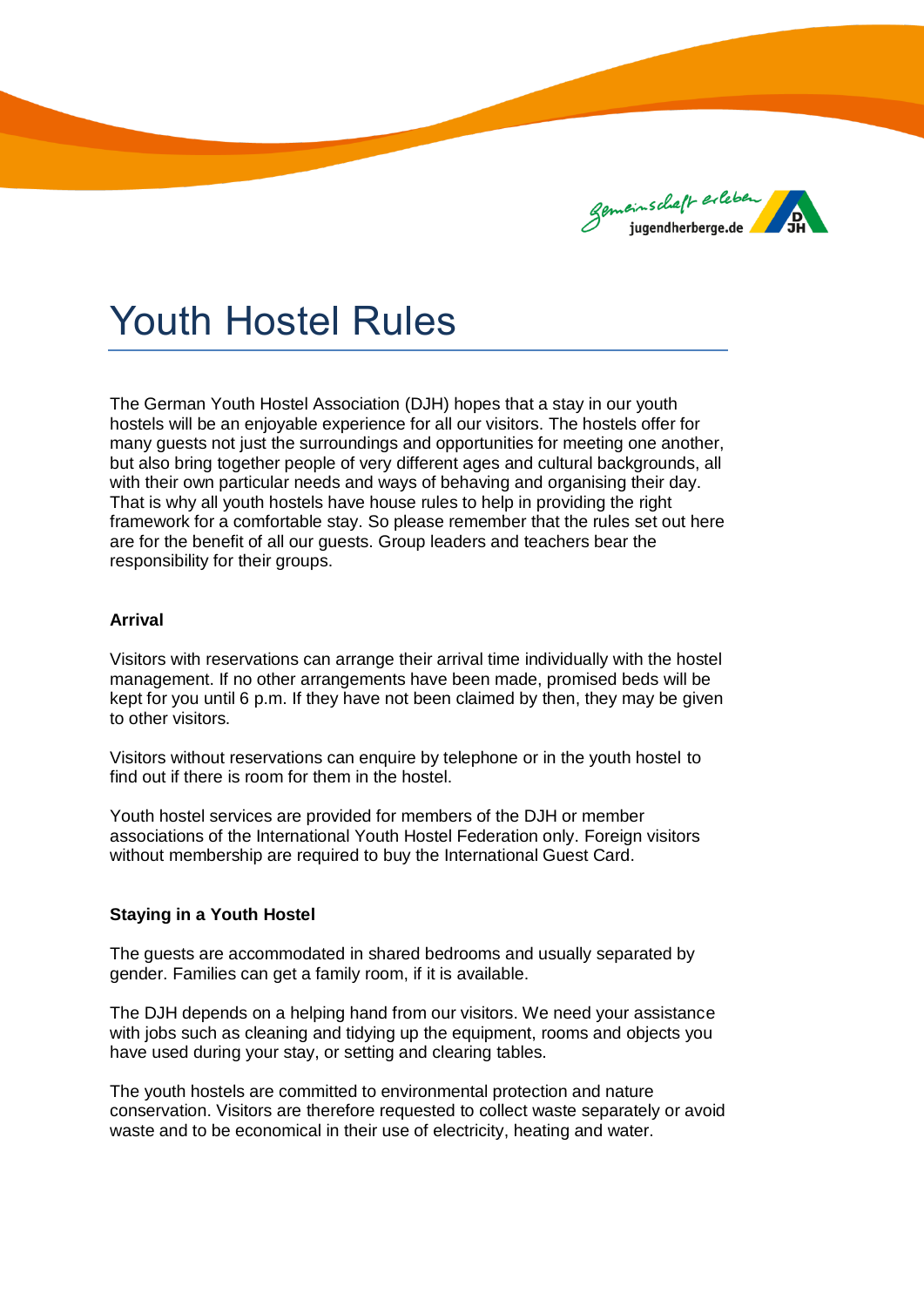# Youth Hostel Rules

The German Youth Hostel Association (DJH) hopes that a stay in our youth hostels will be an enjoyable experience for all our visitors. The hostels offer for many guests not just the surroundings and opportunities for meeting one another, but also bring together people of very different ages and cultural backgrounds, all with their own particular needs and ways of behaving and organising their day. That is why all youth hostels have house rules to help in providing the right framework for a comfortable stay. So please remember that the rules set out here are for the benefit of all our guests. Group leaders and teachers bear the responsibility for their groups.

**Arrival**

Visitors with reservations can arrange their arrival time individually with the hostel management. If no other arrangements have been made, promised beds will be kept for you until 6 p.m. If they have not been claimed by then, they may be given to other visitors.

Visitors without reservations can enquire by telephone or in the youth hostel to find out if there is room for them in the hostel.

Youth hostel services are provided for members of the DJH or member associations of the International Youth Hostel Federation only. Foreign visitors without membership are required to buy the International Guest Card.

**Staying in a Youth Hostel**

The guests are accommodated in shared bedrooms and usually separated by gender. Families can get a family room, if it is available.

The DJH depends on a helping hand from our visitors. We need your assistance with jobs such as cleaning and tidying up the equipment, rooms and objects you have used during your stay, or setting and clearing tables.

The youth hostels are committed to environmental protection and nature conservation. Visitors are therefore requested to collect waste separately or avoid waste and to be economical in their use of electricity, heating and water.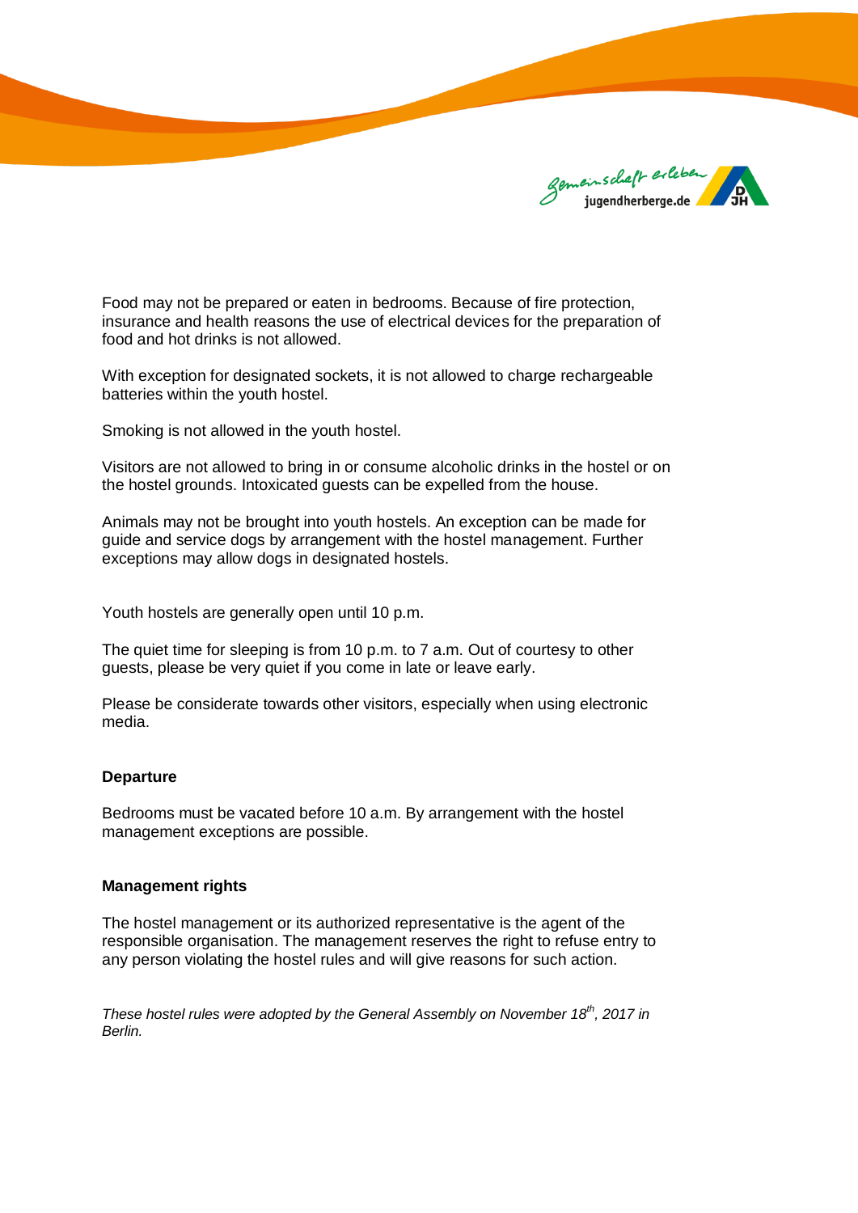Food may not be prepared or eaten in bedrooms. Because of fire protection, insurance and health reasons the use of electrical devices for the preparation of food and hot drinks is not allowed.

With exception for designated sockets, it is not allowed to charge rechargeable batteries within the youth hostel.

Smoking is not allowed in the youth hostel.

Visitors are not allowed to bring in or consume alcoholic drinks in the hostel or on the hostel grounds. Intoxicated guests can be expelled from the house.

Animals may not be brought into youth hostels. An exception can be made for guide and service dogs by arrangement with the hostel management. Further exceptions may allow dogs in designated hostels.

Youth hostels are generally open until 10 p.m.

The quiet time for sleeping is from 10 p.m. to 7 a.m. Out of courtesy to other guests, please be very quiet if you come in late or leave early.

Please be considerate towards other visitors, especially when using electronic media.

**Departure**

Bedrooms must be vacated before 10 a.m. By arrangement with the hostel management exceptions are possible.

**Management rights**

The hostel management or its authorized representative is the agent of the responsible organisation. The management reserves the right to refuse entry to any person violating the hostel rules and will give reasons for such action.

*These hostel rules were adopted by the General Assembly on November 18th, 2017 in Berlin.*